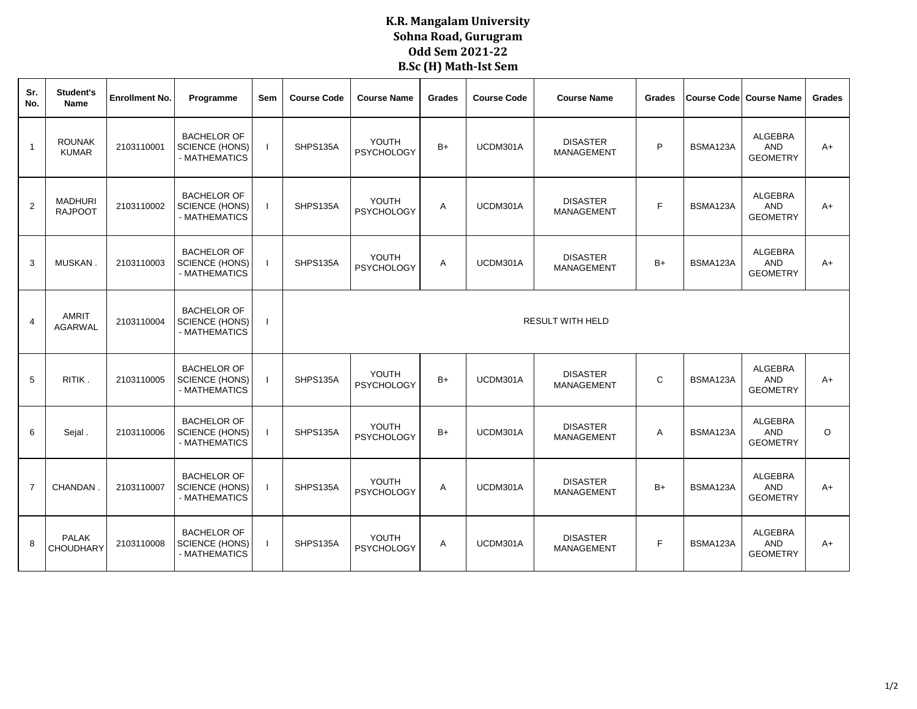# K.R. Mangalam University
## Sohna Road, Gurugram
## Odd Sem 2021-22
## B.Sc (H) Math-Ist Sem

| Sr. No. | Student's Name | Enrollment No. | Programme | Sem | Course Code | Course Name | Grades | Course Code | Course Name | Grades | Course Code | Course Name | Grades |
|---|---|---|---|---|---|---|---|---|---|---|---|---|---|
| 1 | ROUNAK KUMAR | 2103110001 | BACHELOR OF SCIENCE (HONS) - MATHEMATICS | I | SHPS135A | YOUTH PSYCHOLOGY | B+ | UCDM301A | DISASTER MANAGEMENT | P | BSMA123A | ALGEBRA AND GEOMETRY | A+ |
| 2 | MADHURI RAJPOOT | 2103110002 | BACHELOR OF SCIENCE (HONS) - MATHEMATICS | I | SHPS135A | YOUTH PSYCHOLOGY | A | UCDM301A | DISASTER MANAGEMENT | F | BSMA123A | ALGEBRA AND GEOMETRY | A+ |
| 3 | MUSKAN . | 2103110003 | BACHELOR OF SCIENCE (HONS) - MATHEMATICS | I | SHPS135A | YOUTH PSYCHOLOGY | A | UCDM301A | DISASTER MANAGEMENT | B+ | BSMA123A | ALGEBRA AND GEOMETRY | A+ |
| 4 | AMRIT AGARWAL | 2103110004 | BACHELOR OF SCIENCE (HONS) - MATHEMATICS | I | RESULT WITH HELD | | | | | | | | |
| 5 | RITIK . | 2103110005 | BACHELOR OF SCIENCE (HONS) - MATHEMATICS | I | SHPS135A | YOUTH PSYCHOLOGY | B+ | UCDM301A | DISASTER MANAGEMENT | C | BSMA123A | ALGEBRA AND GEOMETRY | A+ |
| 6 | Sejal . | 2103110006 | BACHELOR OF SCIENCE (HONS) - MATHEMATICS | I | SHPS135A | YOUTH PSYCHOLOGY | B+ | UCDM301A | DISASTER MANAGEMENT | A | BSMA123A | ALGEBRA AND GEOMETRY | O |
| 7 | CHANDAN . | 2103110007 | BACHELOR OF SCIENCE (HONS) - MATHEMATICS | I | SHPS135A | YOUTH PSYCHOLOGY | A | UCDM301A | DISASTER MANAGEMENT | B+ | BSMA123A | ALGEBRA AND GEOMETRY | A+ |
| 8 | PALAK CHOUDHARY | 2103110008 | BACHELOR OF SCIENCE (HONS) - MATHEMATICS | I | SHPS135A | YOUTH PSYCHOLOGY | A | UCDM301A | DISASTER MANAGEMENT | F | BSMA123A | ALGEBRA AND GEOMETRY | A+ |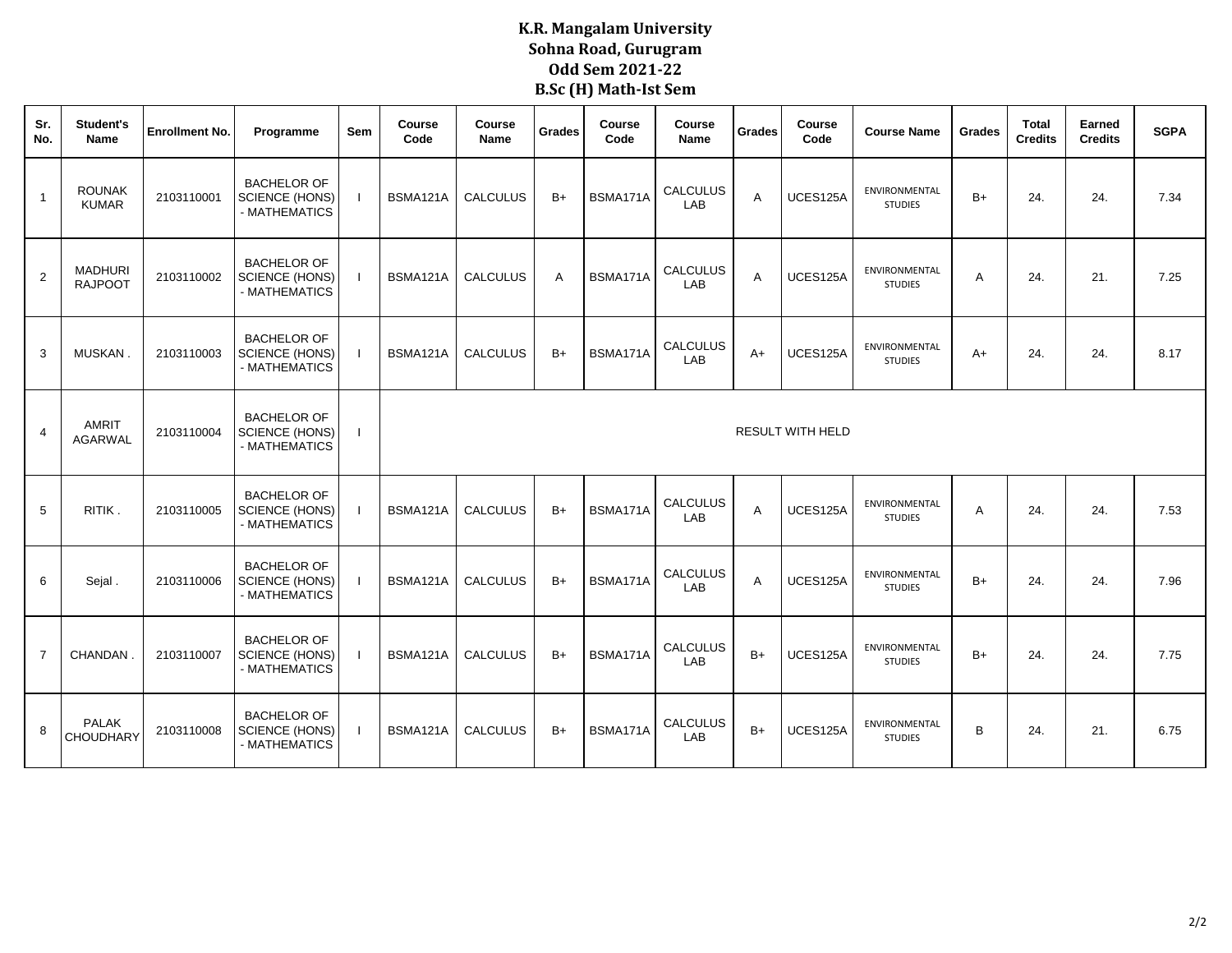# K.R. Mangalam University
## Sohna Road, Gurugram
## Odd Sem 2021-22
## B.Sc (H) Math-Ist Sem

| Sr. No. | Student's Name | Enrollment No. | Programme | Sem | Course Code | Course Name | Grades | Course Code | Course Name | Grades | Course Code | Course Name | Grades | Total Credits | Earned Credits | SGPA |
|---|---|---|---|---|---|---|---|---|---|---|---|---|---|---|---|---|
| 1 | ROUNAK KUMAR | 2103110001 | BACHELOR OF SCIENCE (HONS) - MATHEMATICS | I | BSMA121A | CALCULUS | B+ | BSMA171A | CALCULUS LAB | A | UCES125A | ENVIRONMENTAL STUDIES | B+ | 24. | 24. | 7.34 |
| 2 | MADHURI RAJPOOT | 2103110002 | BACHELOR OF SCIENCE (HONS) - MATHEMATICS | I | BSMA121A | CALCULUS | A | BSMA171A | CALCULUS LAB | A | UCES125A | ENVIRONMENTAL STUDIES | A | 24. | 21. | 7.25 |
| 3 | MUSKAN . | 2103110003 | BACHELOR OF SCIENCE (HONS) - MATHEMATICS | I | BSMA121A | CALCULUS | B+ | BSMA171A | CALCULUS LAB | A+ | UCES125A | ENVIRONMENTAL STUDIES | A+ | 24. | 24. | 8.17 |
| 4 | AMRIT AGARWAL | 2103110004 | BACHELOR OF SCIENCE (HONS) - MATHEMATICS | I | RESULT WITH HELD | | | | | | | | | | | |
| 5 | RITIK . | 2103110005 | BACHELOR OF SCIENCE (HONS) - MATHEMATICS | I | BSMA121A | CALCULUS | B+ | BSMA171A | CALCULUS LAB | A | UCES125A | ENVIRONMENTAL STUDIES | A | 24. | 24. | 7.53 |
| 6 | Sejal . | 2103110006 | BACHELOR OF SCIENCE (HONS) - MATHEMATICS | I | BSMA121A | CALCULUS | B+ | BSMA171A | CALCULUS LAB | A | UCES125A | ENVIRONMENTAL STUDIES | B+ | 24. | 24. | 7.96 |
| 7 | CHANDAN . | 2103110007 | BACHELOR OF SCIENCE (HONS) - MATHEMATICS | I | BSMA121A | CALCULUS | B+ | BSMA171A | CALCULUS LAB | B+ | UCES125A | ENVIRONMENTAL STUDIES | B+ | 24. | 24. | 7.75 |
| 8 | PALAK CHOUDHARY | 2103110008 | BACHELOR OF SCIENCE (HONS) - MATHEMATICS | I | BSMA121A | CALCULUS | B+ | BSMA171A | CALCULUS LAB | B+ | UCES125A | ENVIRONMENTAL STUDIES | B | 24. | 21. | 6.75 |